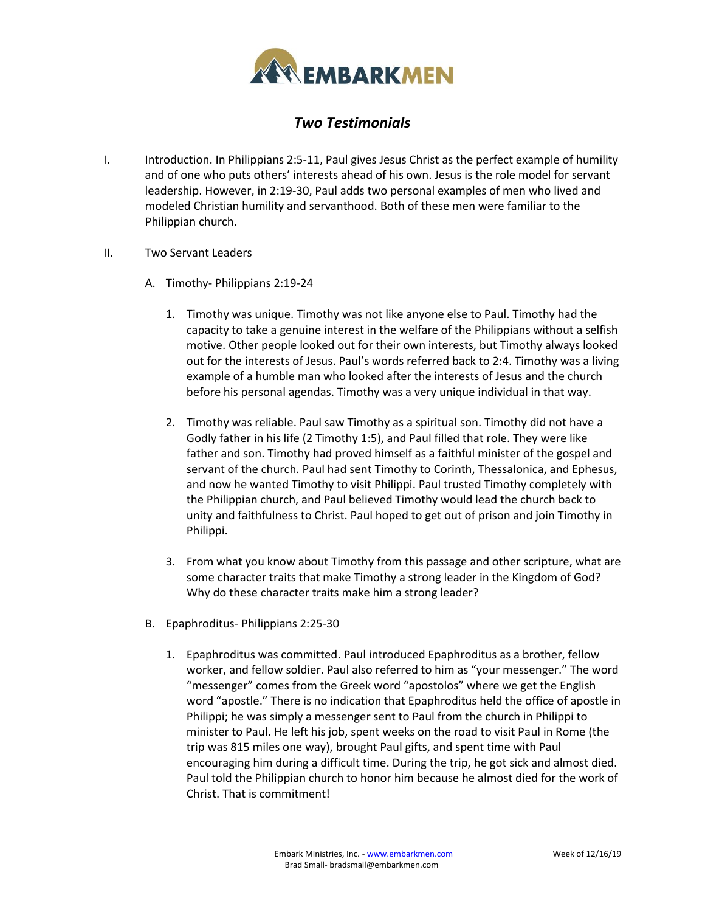# *Two Testimonials*

I. Introduction. In Philippians 2:5-11, Paul gives Jesus Christ as the perfect example of humility and of one who puts others' interests ahead of his own. Jesus is the role model for servant leadership. However, in 2:19-30, Paul adds two personal examples of men who lived and modeled Christian humility and servanthood. Both of these men were familiar to the Philippian church.

II. Two Servant Leaders

A. Timothy- Philippians 2:19-24

1. Timothy was unique. Timothy was not like anyone else to Paul. Timothy had the capacity to take a genuine interest in the welfare of the Philippians without a selfish motive. Other people looked out for their own interests, but Timothy always looked out for the interests of Jesus. Paul's words referred back to 2:4. Timothy was a living example of a humble man who looked after the interests of Jesus and the church before his personal agendas. Timothy was a very unique individual in that way.

2. Timothy was reliable. Paul saw Timothy as a spiritual son. Timothy did not have a Godly father in his life (2 Timothy 1:5), and Paul filled that role. They were like father and son. Timothy had proved himself as a faithful minister of the gospel and servant of the church. Paul had sent Timothy to Corinth, Thessalonica, and Ephesus, and now he wanted Timothy to visit Philippi. Paul trusted Timothy completely with the Philippian church, and Paul believed Timothy would lead the church back to unity and faithfulness to Christ. Paul hoped to get out of prison and join Timothy in Philippi.

3. From what you know about Timothy from this passage and other scripture, what are some character traits that make Timothy a strong leader in the Kingdom of God? Why do these character traits make him a strong leader?

B. Epaphroditus- Philippians 2:25-30

1. Epaphroditus was committed. Paul introduced Epaphroditus as a brother, fellow worker, and fellow soldier. Paul also referred to him as "your messenger." The word "messenger" comes from the Greek word "apostolos" where we get the English word "apostle." There is no indication that Epaphroditus held the office of apostle in Philippi; he was simply a messenger sent to Paul from the church in Philippi to minister to Paul. He left his job, spent weeks on the road to visit Paul in Rome (the trip was 815 miles one way), brought Paul gifts, and spent time with Paul encouraging him during a difficult time. During the trip, he got sick and almost died. Paul told the Philippian church to honor him because he almost died for the work of Christ. That is commitment!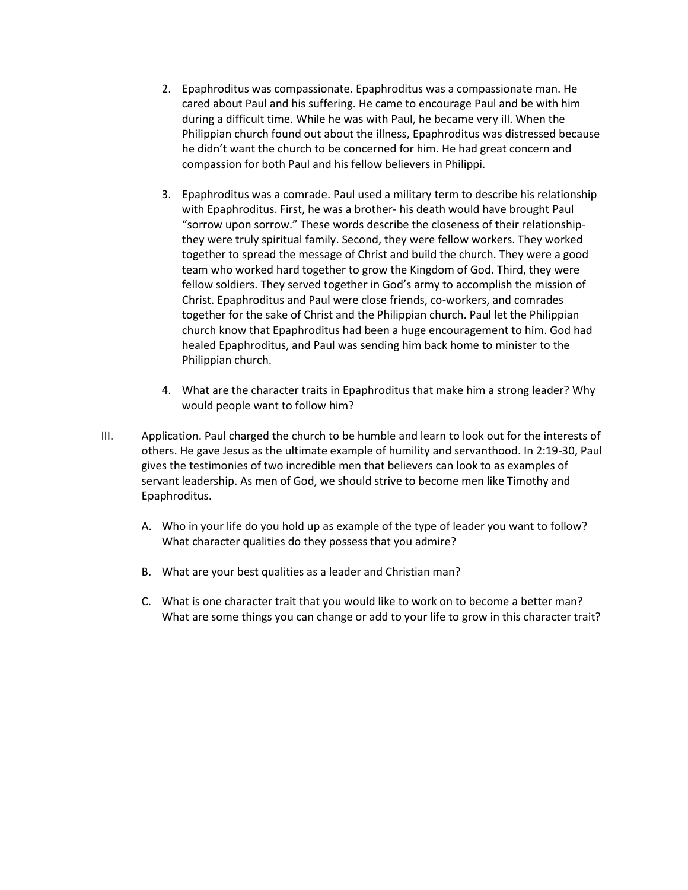2. Epaphroditus was compassionate. Epaphroditus was a compassionate man. He cared about Paul and his suffering. He came to encourage Paul and be with him during a difficult time. While he was with Paul, he became very ill. When the Philippian church found out about the illness, Epaphroditus was distressed because he didn't want the church to be concerned for him. He had great concern and compassion for both Paul and his fellow believers in Philippi.

3. Epaphroditus was a comrade. Paul used a military term to describe his relationship with Epaphroditus. First, he was a brother- his death would have brought Paul "sorrow upon sorrow." These words describe the closeness of their relationship- they were truly spiritual family. Second, they were fellow workers. They worked together to spread the message of Christ and build the church. They were a good team who worked hard together to grow the Kingdom of God. Third, they were fellow soldiers. They served together in God's army to accomplish the mission of Christ. Epaphroditus and Paul were close friends, co-workers, and comrades together for the sake of Christ and the Philippian church. Paul let the Philippian church know that Epaphroditus had been a huge encouragement to him. God had healed Epaphroditus, and Paul was sending him back home to minister to the Philippian church.

4. What are the character traits in Epaphroditus that make him a strong leader? Why would people want to follow him?

III. Application. Paul charged the church to be humble and learn to look out for the interests of others. He gave Jesus as the ultimate example of humility and servanthood. In 2:19-30, Paul gives the testimonies of two incredible men that believers can look to as examples of servant leadership. As men of God, we should strive to become men like Timothy and Epaphroditus.

   A. Who in your life do you hold up as example of the type of leader you want to follow? What character qualities do they possess that you admire?

   B. What are your best qualities as a leader and Christian man?

   C. What is one character trait that you would like to work on to become a better man? What are some things you can change or add to your life to grow in this character trait?